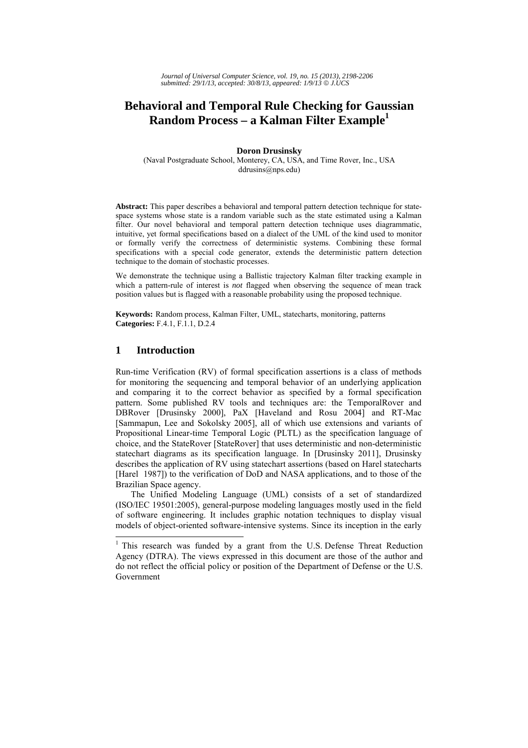# Behavioral and Temporal Rule Checking for Gaussian Random Process – a Kalman Filter Example[1]

**Doron Drusinsky**

(Naval Postgraduate School, Monterey, CA, USA, and Time Rover, Inc., USA
ddrusins@nps.edu)

**Abstract:** This paper describes a behavioral and temporal pattern detection technique for state-space systems whose state is a random variable such as the state estimated using a Kalman filter. Our novel behavioral and temporal pattern detection technique uses diagrammatic, intuitive, yet formal specifications based on a dialect of the UML of the kind used to monitor or formally verify the correctness of deterministic systems. Combining these formal specifications with a special code generator, extends the deterministic pattern detection technique to the domain of stochastic processes.

We demonstrate the technique using a Ballistic trajectory Kalman filter tracking example in which a pattern-rule of interest is *not* flagged when observing the sequence of mean track position values but is flagged with a reasonable probability using the proposed technique.

**Keywords:** Random process, Kalman Filter, UML, statecharts, monitoring, patterns
**Categories:** F.4.1, F.1.1, D.2.4

## 1 Introduction

Run-time Verification (RV) of formal specification assertions is a class of methods for monitoring the sequencing and temporal behavior of an underlying application and comparing it to the correct behavior as specified by a formal specification pattern. Some published RV tools and techniques are: the TemporalRover and DBRover [Drusinsky 2000], PaX [Haveland and Rosu 2004] and RT-Mac [Sammapun, Lee and Sokolsky 2005], all of which use extensions and variants of Propositional Linear-time Temporal Logic (PLTL) as the specification language of choice, and the StateRover [StateRover] that uses deterministic and non-deterministic statechart diagrams as its specification language. In [Drusinsky 2011], Drusinsky describes the application of RV using statechart assertions (based on Harel statecharts [Harel 1987]) to the verification of DoD and NASA applications, and to those of the Brazilian Space agency.

The Unified Modeling Language (UML) consists of a set of standardized (ISO/IEC 19501:2005), general-purpose modeling languages mostly used in the field of software engineering. It includes graphic notation techniques to display visual models of object-oriented software-intensive systems. Since its inception in the early

[1] This research was funded by a grant from the U.S. Defense Threat Reduction Agency (DTRA). The views expressed in this document are those of the author and do not reflect the official policy or position of the Department of Defense or the U.S. Government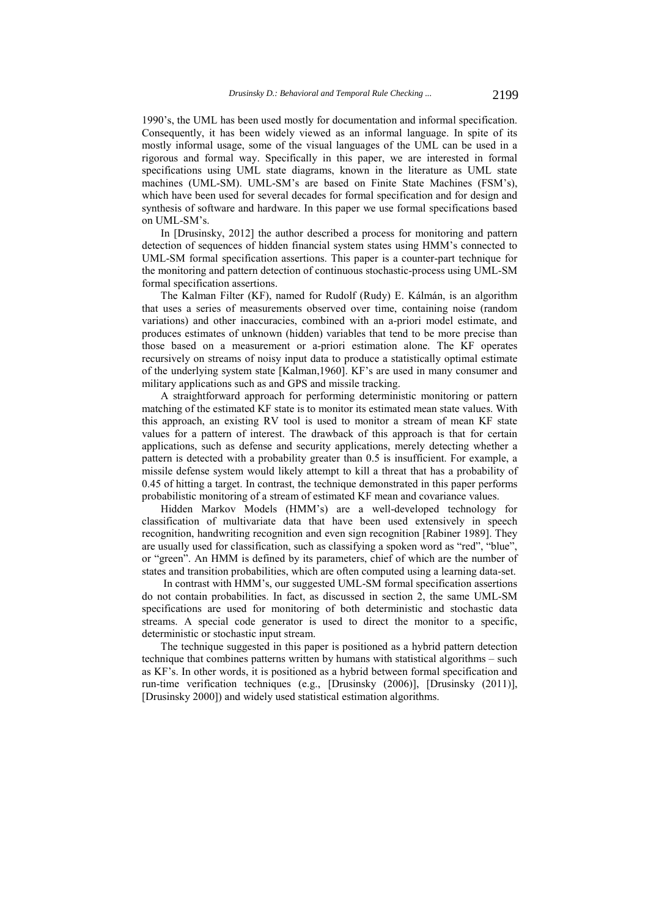1990's, the UML has been used mostly for documentation and informal specification. Consequently, it has been widely viewed as an informal language. In spite of its mostly informal usage, some of the visual languages of the UML can be used in a rigorous and formal way. Specifically in this paper, we are interested in formal specifications using UML state diagrams, known in the literature as UML state machines (UML-SM). UML-SM's are based on Finite State Machines (FSM's), which have been used for several decades for formal specification and for design and synthesis of software and hardware. In this paper we use formal specifications based on UML-SM's.

In [Drusinsky, 2012] the author described a process for monitoring and pattern detection of sequences of hidden financial system states using HMM's connected to UML-SM formal specification assertions. This paper is a counter-part technique for the monitoring and pattern detection of continuous stochastic-process using UML-SM formal specification assertions.

The Kalman Filter (KF), named for Rudolf (Rudy) E. Kálmán, is an algorithm that uses a series of measurements observed over time, containing noise (random variations) and other inaccuracies, combined with an a-priori model estimate, and produces estimates of unknown (hidden) variables that tend to be more precise than those based on a measurement or a-priori estimation alone. The KF operates recursively on streams of noisy input data to produce a statistically optimal estimate of the underlying system state [Kalman,1960]. KF's are used in many consumer and military applications such as and GPS and missile tracking.

A straightforward approach for performing deterministic monitoring or pattern matching of the estimated KF state is to monitor its estimated mean state values. With this approach, an existing RV tool is used to monitor a stream of mean KF state values for a pattern of interest. The drawback of this approach is that for certain applications, such as defense and security applications, merely detecting whether a pattern is detected with a probability greater than 0.5 is insufficient. For example, a missile defense system would likely attempt to kill a threat that has a probability of 0.45 of hitting a target. In contrast, the technique demonstrated in this paper performs probabilistic monitoring of a stream of estimated KF mean and covariance values.

Hidden Markov Models (HMM's) are a well-developed technology for classification of multivariate data that have been used extensively in speech recognition, handwriting recognition and even sign recognition [Rabiner 1989]. They are usually used for classification, such as classifying a spoken word as "red", "blue", or "green". An HMM is defined by its parameters, chief of which are the number of states and transition probabilities, which are often computed using a learning data-set.

In contrast with HMM's, our suggested UML-SM formal specification assertions do not contain probabilities. In fact, as discussed in section 2, the same UML-SM specifications are used for monitoring of both deterministic and stochastic data streams. A special code generator is used to direct the monitor to a specific, deterministic or stochastic input stream.

The technique suggested in this paper is positioned as a hybrid pattern detection technique that combines patterns written by humans with statistical algorithms – such as KF's. In other words, it is positioned as a hybrid between formal specification and run-time verification techniques (e.g., [Drusinsky (2006)], [Drusinsky (2011)], [Drusinsky 2000]) and widely used statistical estimation algorithms.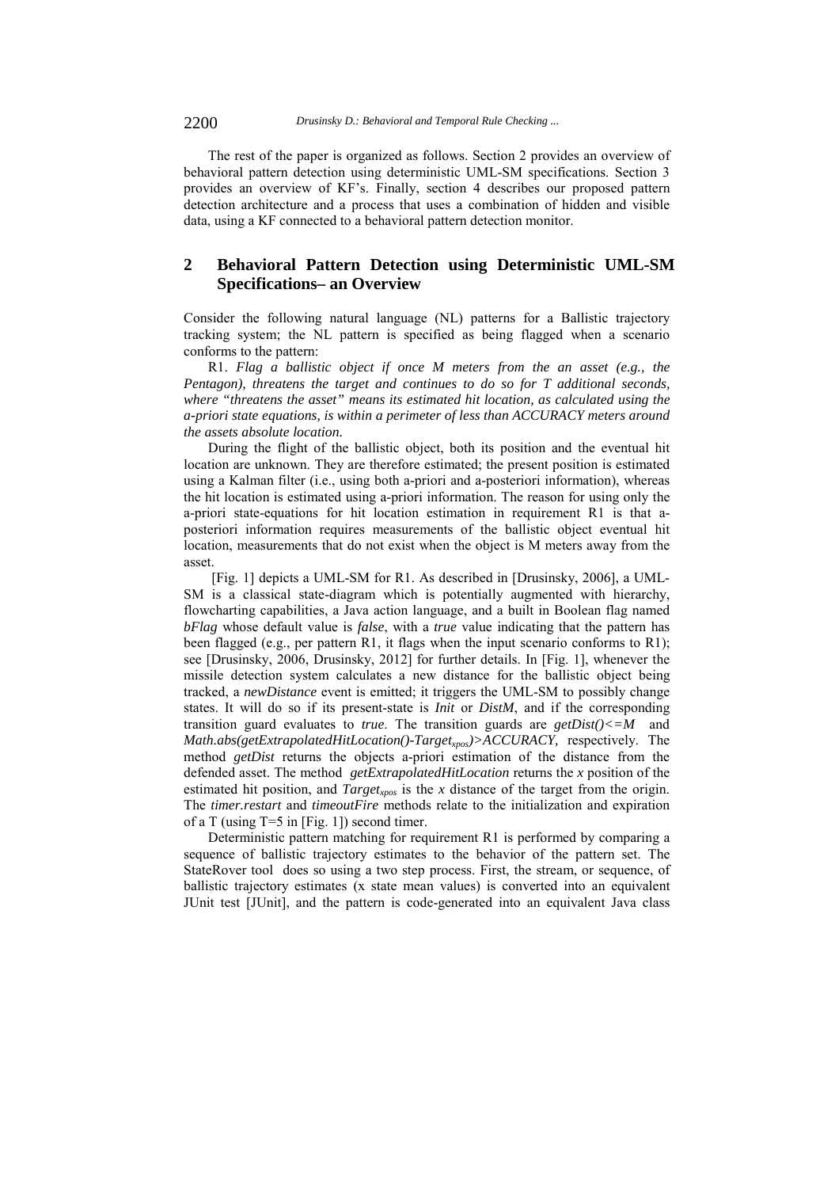The rest of the paper is organized as follows. Section 2 provides an overview of behavioral pattern detection using deterministic UML-SM specifications. Section 3 provides an overview of KF's. Finally, section 4 describes our proposed pattern detection architecture and a process that uses a combination of hidden and visible data, using a KF connected to a behavioral pattern detection monitor.

## 2 Behavioral Pattern Detection using Deterministic UML-SM Specifications– an Overview

Consider the following natural language (NL) patterns for a Ballistic trajectory tracking system; the NL pattern is specified as being flagged when a scenario conforms to the pattern:

R1. *Flag a ballistic object if once M meters from the an asset (e.g., the Pentagon), threatens the target and continues to do so for T additional seconds, where "threatens the asset" means its estimated hit location, as calculated using the a-priori state equations, is within a perimeter of less than ACCURACY meters around the assets absolute location.*

During the flight of the ballistic object, both its position and the eventual hit location are unknown. They are therefore estimated; the present position is estimated using a Kalman filter (i.e., using both a-priori and a-posteriori information), whereas the hit location is estimated using a-priori information. The reason for using only the a-priori state-equations for hit location estimation in requirement R1 is that a-posteriori information requires measurements of the ballistic object eventual hit location, measurements that do not exist when the object is M meters away from the asset.

[Fig. 1] depicts a UML-SM for R1. As described in [Drusinsky, 2006], a UML-SM is a classical state-diagram which is potentially augmented with hierarchy, flowcharting capabilities, a Java action language, and a built in Boolean flag named *bFlag* whose default value is *false*, with a *true* value indicating that the pattern has been flagged (e.g., per pattern R1, it flags when the input scenario conforms to R1); see [Drusinsky, 2006, Drusinsky, 2012] for further details. In [Fig. 1], whenever the missile detection system calculates a new distance for the ballistic object being tracked, a *newDistance* event is emitted; it triggers the UML-SM to possibly change states. It will do so if its present-state is *Init* or *DistM*, and if the corresponding transition guard evaluates to *true*. The transition guards are *getDist()<=M* and *Math.abs(getExtrapolatedHitLocation()-Target$_{xpos}$)>ACCURACY,* respectively. The method *getDist* returns the objects a-priori estimation of the distance from the defended asset. The method *getExtrapolatedHitLocation* returns the *x* position of the estimated hit position, and *Target$_{xpos}$* is the *x* distance of the target from the origin. The *timer.restart* and *timeoutFire* methods relate to the initialization and expiration of a T (using T=5 in [Fig. 1]) second timer.

Deterministic pattern matching for requirement R1 is performed by comparing a sequence of ballistic trajectory estimates to the behavior of the pattern set. The StateRover tool does so using a two step process. First, the stream, or sequence, of ballistic trajectory estimates (x state mean values) is converted into an equivalent JUnit test [JUnit], and the pattern is code-generated into an equivalent Java class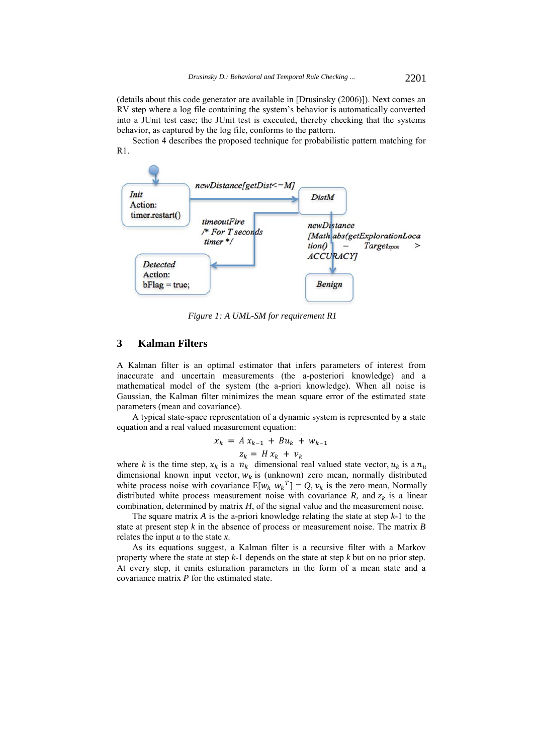(details about this code generator are available in [Drusinsky (2006)]). Next comes an RV step where a log file containing the system's behavior is automatically converted into a JUnit test case; the JUnit test is executed, thereby checking that the systems behavior, as captured by the log file, conforms to the pattern.

Section 4 describes the proposed technique for probabilistic pattern matching for R1.

*Figure 1: A UML-SM for requirement R1*

## 3 Kalman Filters

A Kalman filter is an optimal estimator that infers parameters of interest from inaccurate and uncertain measurements (the a-posteriori knowledge) and a mathematical model of the system (the a-priori knowledge). When all noise is Gaussian, the Kalman filter minimizes the mean square error of the estimated state parameters (mean and covariance).

A typical state-space representation of a dynamic system is represented by a state equation and a real valued measurement equation:

$$x_k = A\,x_{k-1} + Bu_k + w_{k-1}$$

$$z_k = H\,x_k + v_k$$

where $k$ is the time step, $x_k$ is a $n_k$ dimensional real valued state vector, $u_k$ is a $n_u$ dimensional known input vector, $w_k$ is (unknown) zero mean, normally distributed white process noise with covariance $E[w_k\ w_k^T] = Q$, $v_k$ is the zero mean, Normally distributed white process measurement noise with covariance $R$, and $z_k$ is a linear combination, determined by matrix $H$, of the signal value and the measurement noise.

The square matrix $A$ is the a-priori knowledge relating the state at step $k$-1 to the state at present step $k$ in the absence of process or measurement noise. The matrix $B$ relates the input $u$ to the state $x$.

As its equations suggest, a Kalman filter is a recursive filter with a Markov property where the state at step $k$-1 depends on the state at step $k$ but on no prior step. At every step, it emits estimation parameters in the form of a mean state and a covariance matrix $P$ for the estimated state.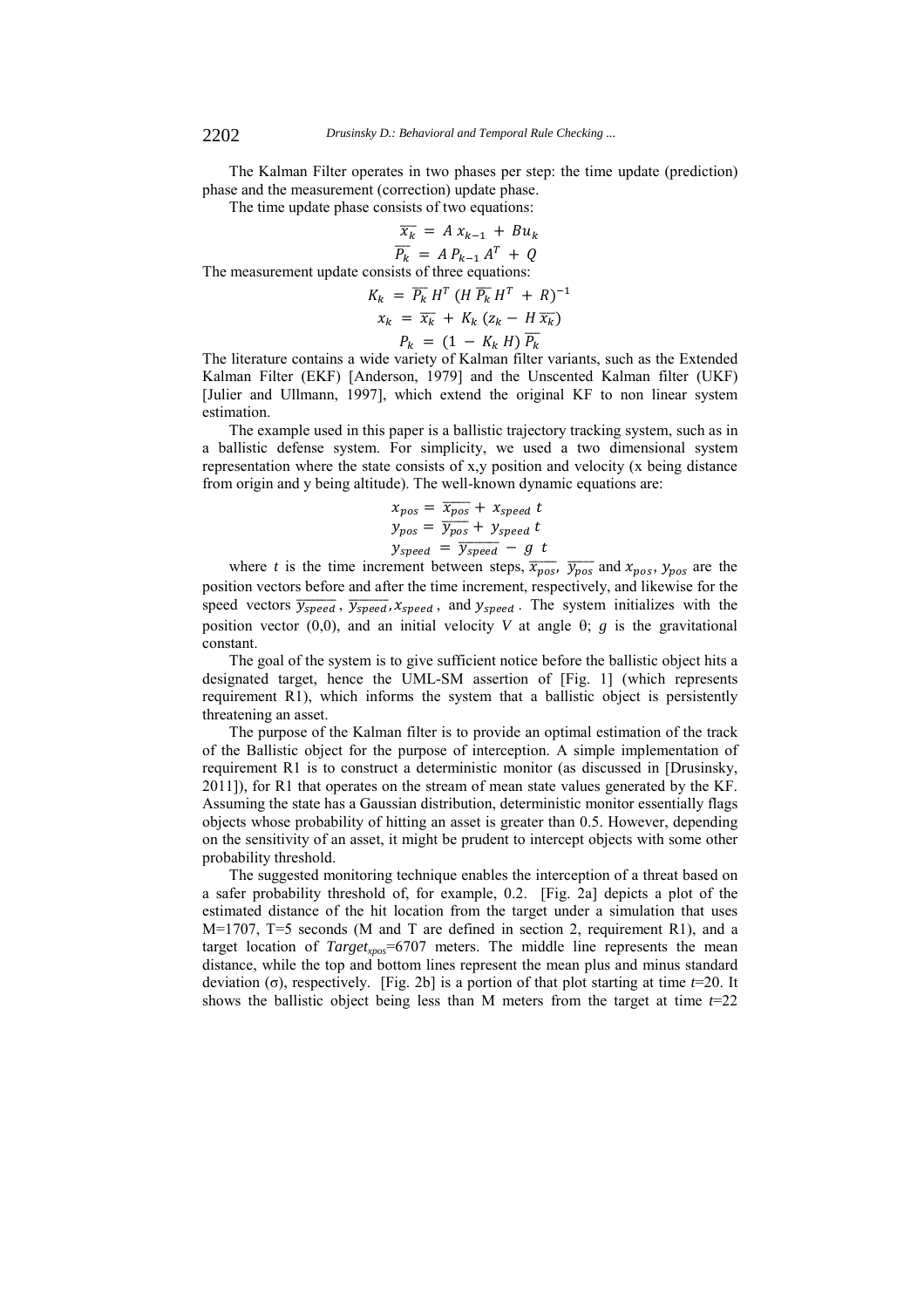The Kalman Filter operates in two phases per step: the time update (prediction) phase and the measurement (correction) update phase.

The time update phase consists of two equations:

$$\overline{x_k} = A\, x_{k-1} + Bu_k$$

$$\overline{P_k} = A\, P_{k-1}\, A^T + Q$$

The measurement update consists of three equations:

$$K_k = \overline{P_k}\, H^T\, (H\, \overline{P_k}\, H^T + R)^{-1}$$

$$x_k = \overline{x_k} + K_k\, (z_k - H\, \overline{x_k})$$

$$P_k = (1 - K_k\, H)\, \overline{P_k}$$

The literature contains a wide variety of Kalman filter variants, such as the Extended Kalman Filter (EKF) [Anderson, 1979] and the Unscented Kalman filter (UKF) [Julier and Ullmann, 1997], which extend the original KF to non linear system estimation.

The example used in this paper is a ballistic trajectory tracking system, such as in a ballistic defense system. For simplicity, we used a two dimensional system representation where the state consists of x,y position and velocity (x being distance from origin and y being altitude). The well-known dynamic equations are:

$$x_{pos} = \overline{x_{pos}} + x_{speed}\ t$$

$$y_{pos} = \overline{y_{pos}} + y_{speed}\ t$$

$$y_{speed} = \overline{y_{speed}} - g\ t$$

where $t$ is the time increment between steps, $\overline{x_{pos}}$, $\overline{y_{pos}}$ and $x_{pos}$, $y_{pos}$ are the position vectors before and after the time increment, respectively, and likewise for the speed vectors $\overline{y_{speed}}$, $\overline{y_{speed}}$, $x_{speed}$, and $y_{speed}$. The system initializes with the position vector (0,0), and an initial velocity $V$ at angle θ; $g$ is the gravitational constant.

The goal of the system is to give sufficient notice before the ballistic object hits a designated target, hence the UML-SM assertion of [Fig. 1] (which represents requirement R1), which informs the system that a ballistic object is persistently threatening an asset.

The purpose of the Kalman filter is to provide an optimal estimation of the track of the Ballistic object for the purpose of interception. A simple implementation of requirement R1 is to construct a deterministic monitor (as discussed in [Drusinsky, 2011]), for R1 that operates on the stream of mean state values generated by the KF. Assuming the state has a Gaussian distribution, deterministic monitor essentially flags objects whose probability of hitting an asset is greater than 0.5. However, depending on the sensitivity of an asset, it might be prudent to intercept objects with some other probability threshold.

The suggested monitoring technique enables the interception of a threat based on a safer probability threshold of, for example, 0.2. [Fig. 2a] depicts a plot of the estimated distance of the hit location from the target under a simulation that uses M=1707, T=5 seconds (M and T are defined in section 2, requirement R1), and a target location of $Target_{xpos}$=6707 meters. The middle line represents the mean distance, while the top and bottom lines represent the mean plus and minus standard deviation (σ), respectively. [Fig. 2b] is a portion of that plot starting at time $t$=20. It shows the ballistic object being less than M meters from the target at time $t$=22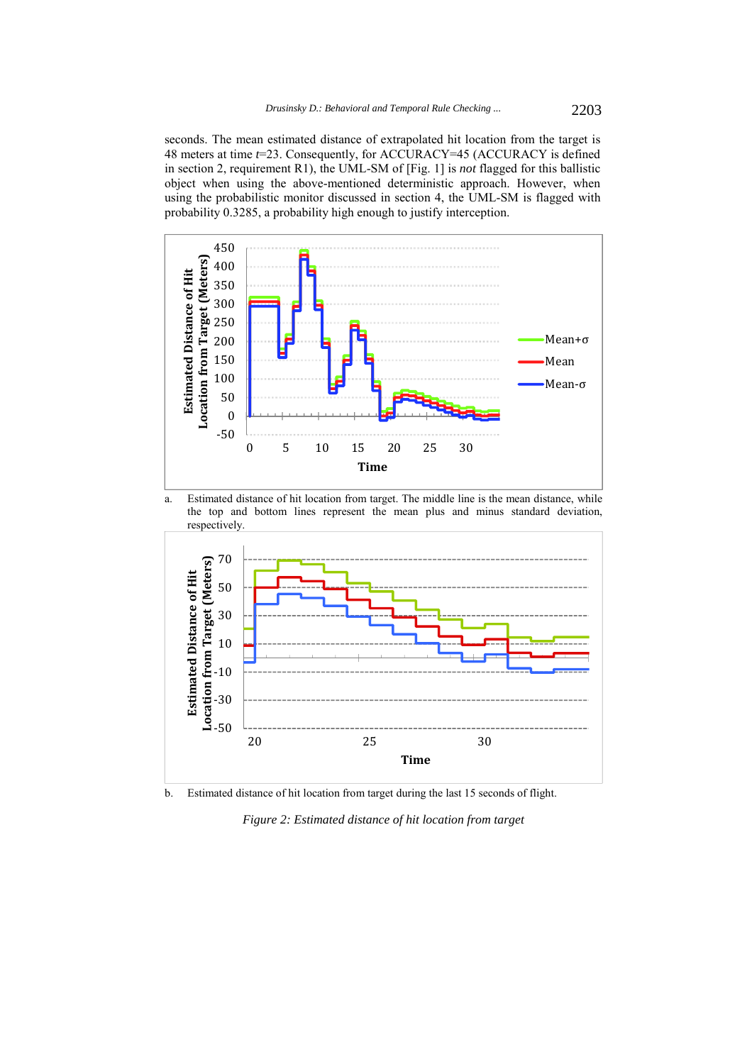seconds. The mean estimated distance of extrapolated hit location from the target is 48 meters at time $t$=23. Consequently, for ACCURACY=45 (ACCURACY is defined in section 2, requirement R1), the UML-SM of [Fig. 1] is *not* flagged for this ballistic object when using the above-mentioned deterministic approach. However, when using the probabilistic monitor discussed in section 4, the UML-SM is flagged with probability 0.3285, a probability high enough to justify interception.

a. Estimated distance of hit location from target. The middle line is the mean distance, while the top and bottom lines represent the mean plus and minus standard deviation, respectively.

b. Estimated distance of hit location from target during the last 15 seconds of flight.

*Figure 2: Estimated distance of hit location from target*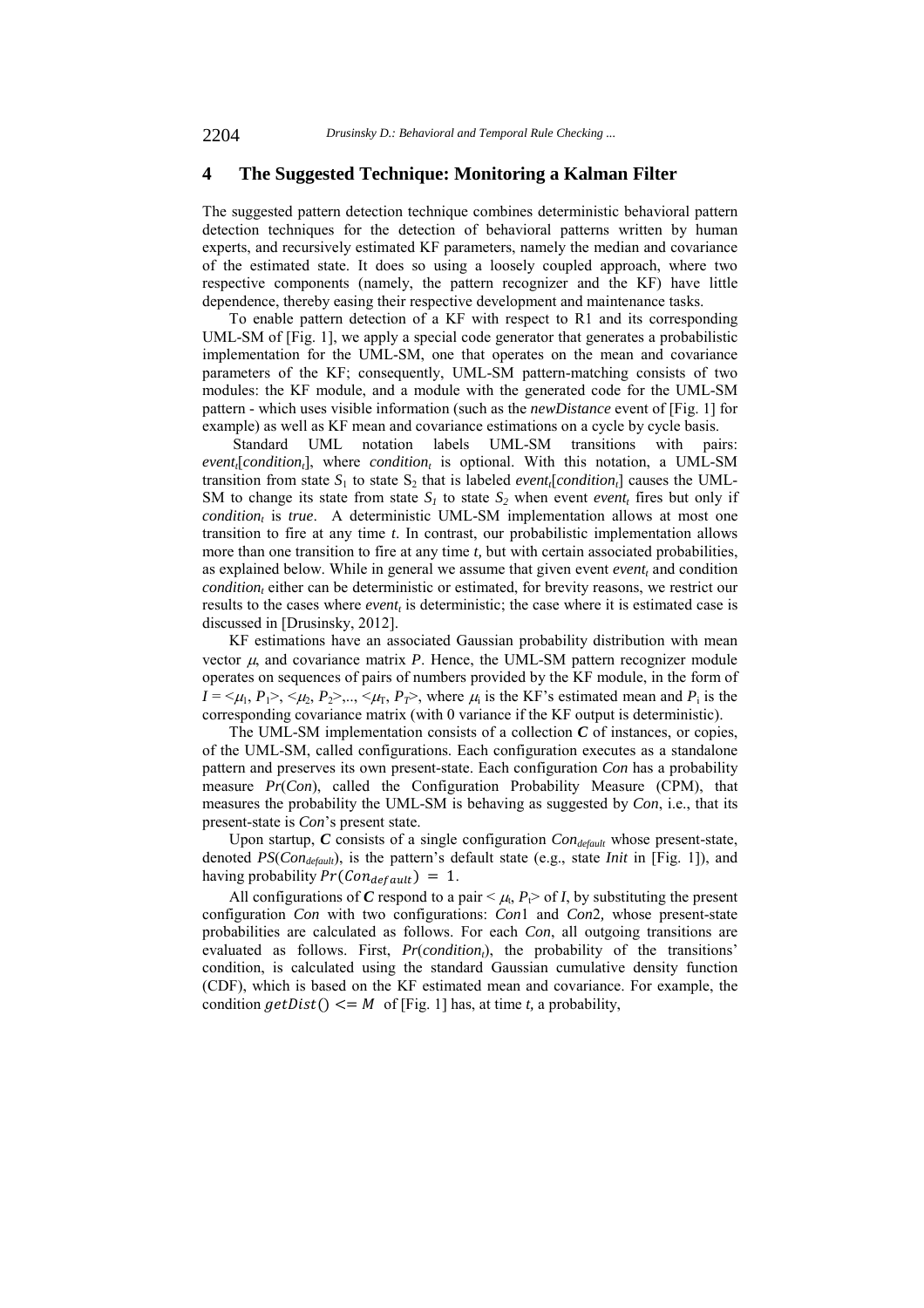## 4 The Suggested Technique: Monitoring a Kalman Filter

The suggested pattern detection technique combines deterministic behavioral pattern detection techniques for the detection of behavioral patterns written by human experts, and recursively estimated KF parameters, namely the median and covariance of the estimated state. It does so using a loosely coupled approach, where two respective components (namely, the pattern recognizer and the KF) have little dependence, thereby easing their respective development and maintenance tasks.

To enable pattern detection of a KF with respect to R1 and its corresponding UML-SM of [Fig. 1], we apply a special code generator that generates a probabilistic implementation for the UML-SM, one that operates on the mean and covariance parameters of the KF; consequently, UML-SM pattern-matching consists of two modules: the KF module, and a module with the generated code for the UML-SM pattern - which uses visible information (such as the *newDistance* event of [Fig. 1] for example) as well as KF mean and covariance estimations on a cycle by cycle basis.

Standard UML notation labels UML-SM transitions with pairs: $event_t[condition_t]$, where $condition_t$ is optional. With this notation, a UML-SM transition from state $S_1$ to state $S_2$ that is labeled $event_t[condition_t]$ causes the UML-SM to change its state from state $S_1$ to state $S_2$ when event $event_t$ fires but only if $condition_t$ is *true*. A deterministic UML-SM implementation allows at most one transition to fire at any time $t$. In contrast, our probabilistic implementation allows more than one transition to fire at any time $t$, but with certain associated probabilities, as explained below. While in general we assume that given event $event_t$ and condition $condition_t$ either can be deterministic or estimated, for brevity reasons, we restrict our results to the cases where $event_t$ is deterministic; the case where it is estimated case is discussed in [Drusinsky, 2012].

KF estimations have an associated Gaussian probability distribution with mean vector $\mu$, and covariance matrix $P$. Hence, the UML-SM pattern recognizer module operates on sequences of pairs of numbers provided by the KF module, in the form of $I = \langle\mu_1, P_1\rangle, \langle\mu_2, P_2\rangle, .., \langle\mu_T, P_T\rangle$, where $\mu_i$ is the KF's estimated mean and $P_i$ is the corresponding covariance matrix (with 0 variance if the KF output is deterministic).

The UML-SM implementation consists of a collection $\boldsymbol{C}$ of instances, or copies, of the UML-SM, called configurations. Each configuration executes as a standalone pattern and preserves its own present-state. Each configuration *Con* has a probability measure *Pr*(*Con*), called the Configuration Probability Measure (CPM), that measures the probability the UML-SM is behaving as suggested by *Con*, i.e., that its present-state is *Con*'s present state.

Upon startup, $\boldsymbol{C}$ consists of a single configuration $Con_{default}$ whose present-state, denoted $PS(Con_{default})$, is the pattern's default state (e.g., state *Init* in [Fig. 1]), and having probability $Pr(Con_{default}) = 1$.

All configurations of $\boldsymbol{C}$ respond to a pair $\langle \mu_t, P_t\rangle$ of $I$, by substituting the present configuration *Con* with two configurations: *Con*1 and *Con*2*,* whose present-state probabilities are calculated as follows. For each *Con*, all outgoing transitions are evaluated as follows. First, $Pr(condition_t)$, the probability of the transitions' condition, is calculated using the standard Gaussian cumulative density function (CDF), which is based on the KF estimated mean and covariance. For example, the condition $getDist() <= M$ of [Fig. 1] has, at time $t$, a probability,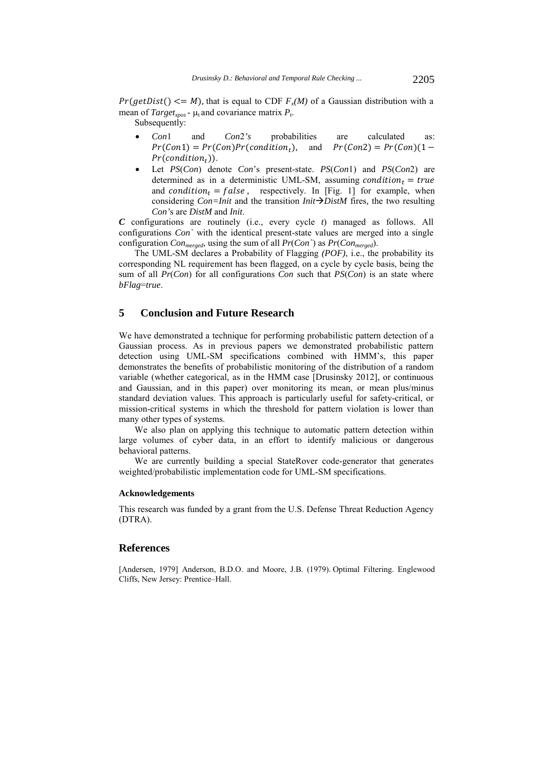$Pr(getDist() <= M)$, that is equal to CDF $F_x(M)$ of a Gaussian distribution with a mean of $Target_{xpos}$ - $\mu_t$ and covariance matrix $P_t$.

Subsequently:

- *Con*1 and *Con*2*'s* probabilities are calculated as: $Pr(Con1) = Pr(Con)Pr(condition_t)$, and $Pr(Con2) = Pr(Con)(1 - Pr(condition_t))$.
- Let *PS*(*Con*) denote *Con*'s present-state. *PS*(*Con*1) and *PS*(*Con*2) are determined as in a deterministic UML-SM, assuming $condition_t = true$ and $condition_t = false$, respectively. In [Fig. 1] for example, when considering *Con=Init* and the transition *Init*→*DistM* fires, the two resulting *Con'*s are *DistM* and *Init*.

***C*** configurations are routinely (i.e., every cycle *t*) managed as follows. All configurations *Con*` with the identical present-state values are merged into a single configuration $Con_{merged}$, using the sum of all *Pr*(*Con*`) as $Pr(Con_{merged})$.

The UML-SM declares a Probability of Flagging *(POF)*, i.e., the probability its corresponding NL requirement has been flagged, on a cycle by cycle basis, being the sum of all *Pr*(*Con*) for all configurations *Con* such that *PS*(*Con*) is an state where *bFlag*=*true*.

## 5 Conclusion and Future Research

We have demonstrated a technique for performing probabilistic pattern detection of a Gaussian process. As in previous papers we demonstrated probabilistic pattern detection using UML-SM specifications combined with HMM's, this paper demonstrates the benefits of probabilistic monitoring of the distribution of a random variable (whether categorical, as in the HMM case [Drusinsky 2012], or continuous and Gaussian, and in this paper) over monitoring its mean, or mean plus/minus standard deviation values. This approach is particularly useful for safety-critical, or mission-critical systems in which the threshold for pattern violation is lower than many other types of systems.

We also plan on applying this technique to automatic pattern detection within large volumes of cyber data, in an effort to identify malicious or dangerous behavioral patterns.

We are currently building a special StateRover code-generator that generates weighted/probabilistic implementation code for UML-SM specifications.

#### Acknowledgements

This research was funded by a grant from the U.S. Defense Threat Reduction Agency (DTRA).

## References

[Andersen, 1979] Anderson, B.D.O. and Moore, J.B. (1979). Optimal Filtering. Englewood Cliffs, New Jersey: Prentice–Hall.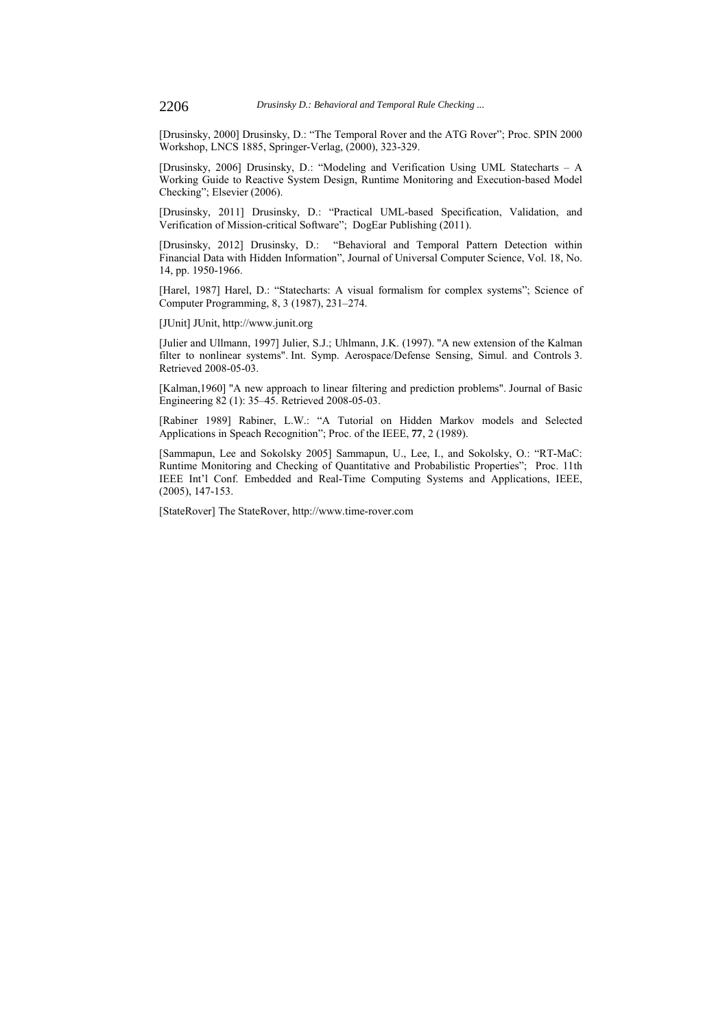[Drusinsky, 2000] Drusinsky, D.: "The Temporal Rover and the ATG Rover"; Proc. SPIN 2000 Workshop, LNCS 1885, Springer-Verlag, (2000), 323-329.

[Drusinsky, 2006] Drusinsky, D.: "Modeling and Verification Using UML Statecharts – A Working Guide to Reactive System Design, Runtime Monitoring and Execution-based Model Checking"; Elsevier (2006).

[Drusinsky, 2011] Drusinsky, D.: "Practical UML-based Specification, Validation, and Verification of Mission-critical Software"; DogEar Publishing (2011).

[Drusinsky, 2012] Drusinsky, D.: "Behavioral and Temporal Pattern Detection within Financial Data with Hidden Information", Journal of Universal Computer Science, Vol. 18, No. 14, pp. 1950-1966.

[Harel, 1987] Harel, D.: "Statecharts: A visual formalism for complex systems"; Science of Computer Programming, 8, 3 (1987), 231–274.

[JUnit] JUnit, http://www.junit.org

[Julier and Ullmann, 1997] Julier, S.J.; Uhlmann, J.K. (1997). "A new extension of the Kalman filter to nonlinear systems". Int. Symp. Aerospace/Defense Sensing, Simul. and Controls 3. Retrieved 2008-05-03.

[Kalman,1960] "A new approach to linear filtering and prediction problems". Journal of Basic Engineering 82 (1): 35–45. Retrieved 2008-05-03.

[Rabiner 1989] Rabiner, L.W.: "A Tutorial on Hidden Markov models and Selected Applications in Speach Recognition"; Proc. of the IEEE, **77**, 2 (1989).

[Sammapun, Lee and Sokolsky 2005] Sammapun, U., Lee, I., and Sokolsky, O.: "RT-MaC: Runtime Monitoring and Checking of Quantitative and Probabilistic Properties"; Proc. 11th IEEE Int'l Conf. Embedded and Real-Time Computing Systems and Applications, IEEE, (2005), 147-153.

[StateRover] The StateRover, http://www.time-rover.com